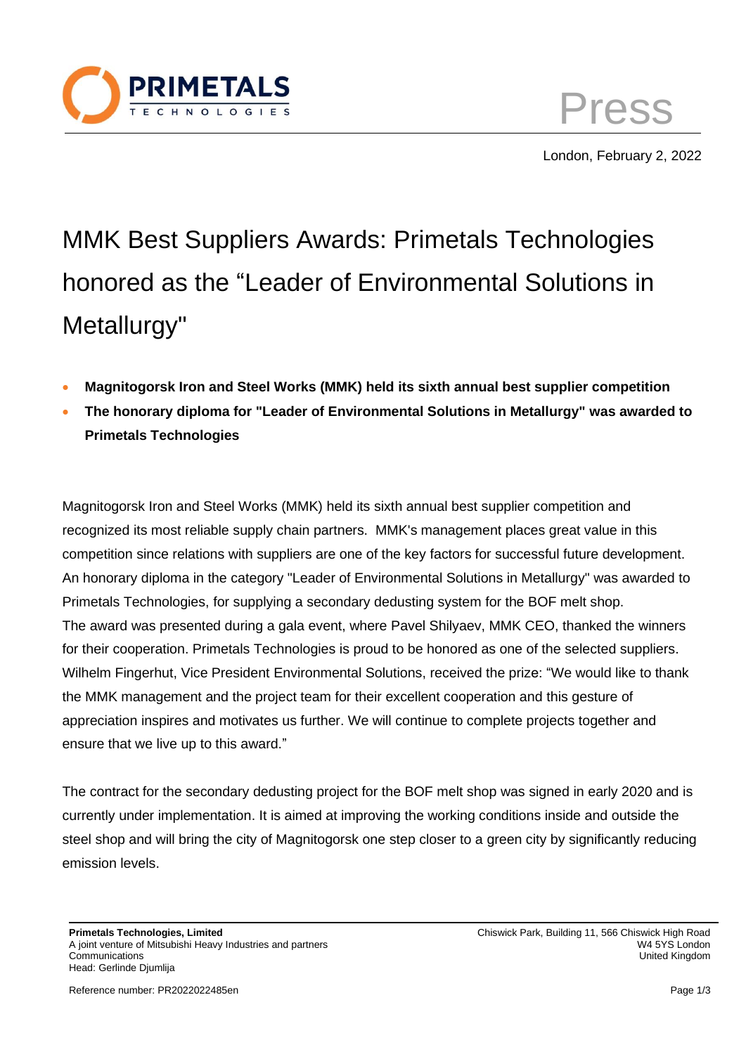Press

London, February 2, 2022

# MMK Best Suppliers Awards: Primetals Technologies honored as the “Leader of Environmental Solutions in Metallurgy"

- **Magnitogorsk Iron and Steel Works (MMK) held its sixth annual best supplier competition**
- **The honorary diploma for "Leader of Environmental Solutions in Metallurgy" was awarded to Primetals Technologies**

Magnitogorsk Iron and Steel Works (MMK) held its sixth annual best supplier competition and recognized its most reliable supply chain partners. MMK's management places great value in this competition since relations with suppliers are one of the key factors for successful future development. An honorary diploma in the category "Leader of Environmental Solutions in Metallurgy" was awarded to Primetals Technologies, for supplying a secondary dedusting system for the BOF melt shop. The award was presented during a gala event, where Pavel Shilyaev, MMK CEO, thanked the winners for their cooperation. Primetals Technologies is proud to be honored as one of the selected suppliers. Wilhelm Fingerhut, Vice President Environmental Solutions, received the prize: “We would like to thank the MMK management and the project team for their excellent cooperation and this gesture of appreciation inspires and motivates us further. We will continue to complete projects together and ensure that we live up to this award.”

The contract for the secondary dedusting project for the BOF melt shop was signed in early 2020 and is currently under implementation. It is aimed at improving the working conditions inside and outside the steel shop and will bring the city of Magnitogorsk one step closer to a green city by significantly reducing emission levels.

**Primetals Technologies, Limited**
A joint venture of Mitsubishi Heavy Industries and partners
Communications
Head: Gerlinde Djumlija

Chiswick Park, Building 11, 566 Chiswick High Road
W4 5YS London
United Kingdom

Reference number: PR2022022485en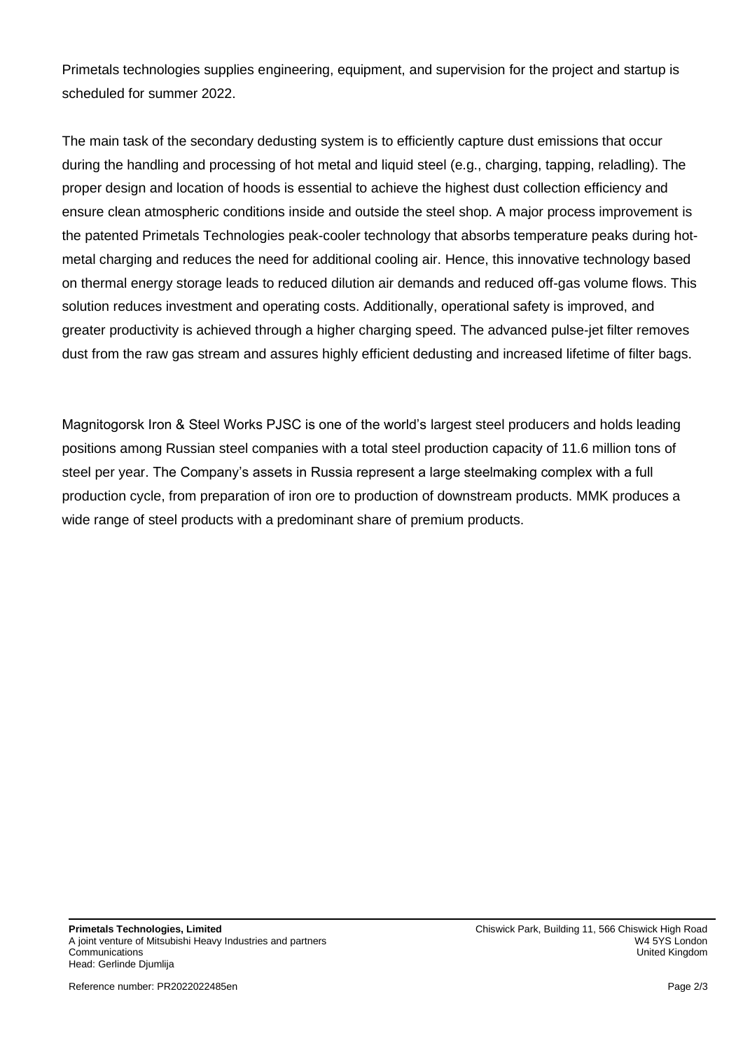Primetals technologies supplies engineering, equipment, and supervision for the project and startup is scheduled for summer 2022.

The main task of the secondary dedusting system is to efficiently capture dust emissions that occur during the handling and processing of hot metal and liquid steel (e.g., charging, tapping, reladling). The proper design and location of hoods is essential to achieve the highest dust collection efficiency and ensure clean atmospheric conditions inside and outside the steel shop. A major process improvement is the patented Primetals Technologies peak-cooler technology that absorbs temperature peaks during hot-metal charging and reduces the need for additional cooling air. Hence, this innovative technology based on thermal energy storage leads to reduced dilution air demands and reduced off-gas volume flows. This solution reduces investment and operating costs. Additionally, operational safety is improved, and greater productivity is achieved through a higher charging speed. The advanced pulse-jet filter removes dust from the raw gas stream and assures highly efficient dedusting and increased lifetime of filter bags.

Magnitogorsk Iron & Steel Works PJSC is one of the world's largest steel producers and holds leading positions among Russian steel companies with a total steel production capacity of 11.6 million tons of steel per year. The Company's assets in Russia represent a large steelmaking complex with a full production cycle, from preparation of iron ore to production of downstream products. MMK produces a wide range of steel products with a predominant share of premium products.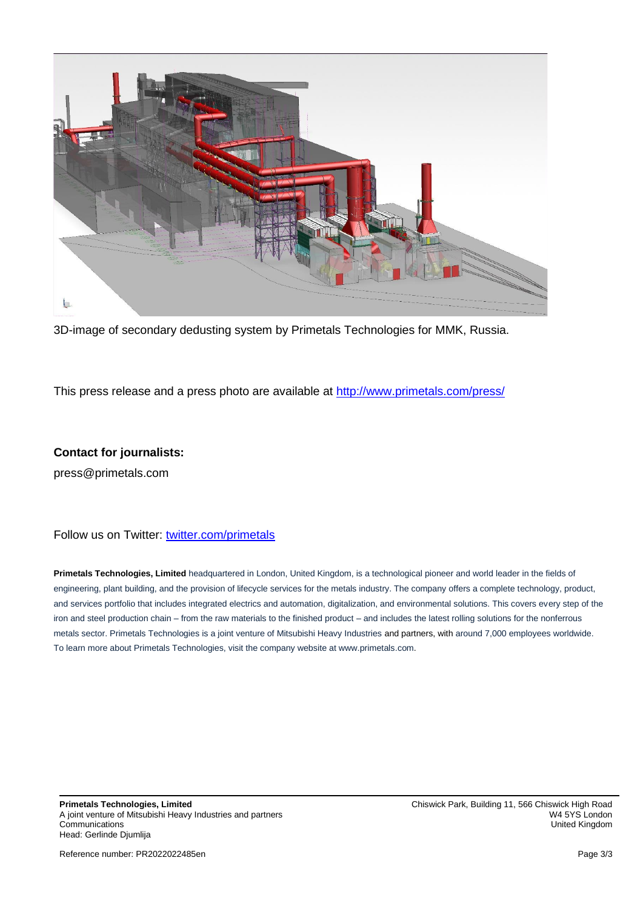3D-image of secondary dedusting system by Primetals Technologies for MMK, Russia.

This press release and a press photo are available at http://www.primetals.com/press/

**Contact for journalists:**

press@primetals.com

Follow us on Twitter: twitter.com/primetals

**Primetals Technologies, Limited** headquartered in London, United Kingdom, is a technological pioneer and world leader in the fields of engineering, plant building, and the provision of lifecycle services for the metals industry. The company offers a complete technology, product, and services portfolio that includes integrated electrics and automation, digitalization, and environmental solutions. This covers every step of the iron and steel production chain – from the raw materials to the finished product – and includes the latest rolling solutions for the nonferrous metals sector. Primetals Technologies is a joint venture of Mitsubishi Heavy Industries and partners, with around 7,000 employees worldwide. To learn more about Primetals Technologies, visit the company website at www.primetals.com.

**Primetals Technologies, Limited**
A joint venture of Mitsubishi Heavy Industries and partners
Communications
Head: Gerlinde Djumlija

Chiswick Park, Building 11, 566 Chiswick High Road
W4 5YS London
United Kingdom

Reference number: PR2022022485en